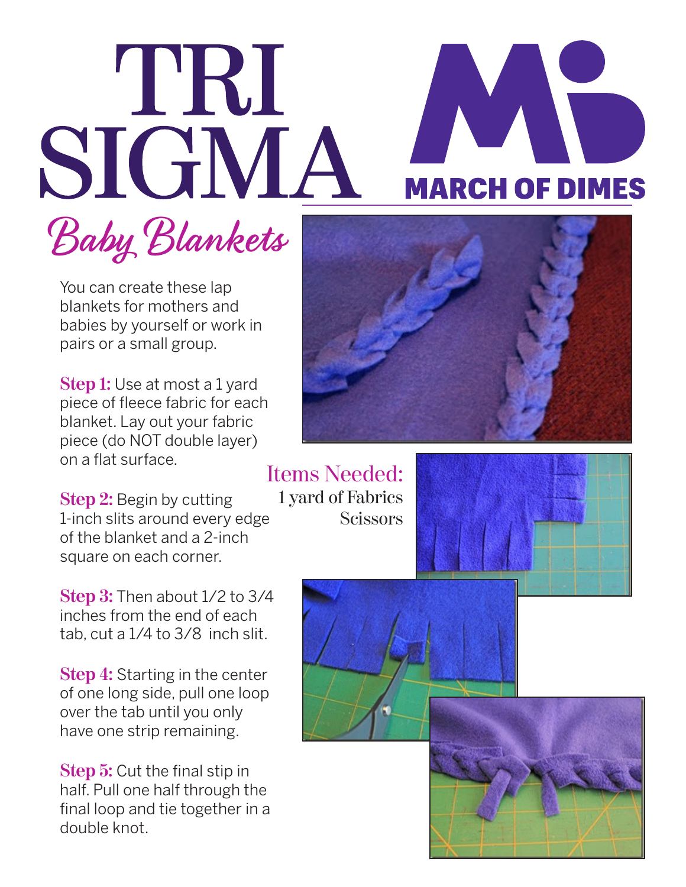# TRI SIGMA

MARCH OF DIMES

## Baby Blankets

You can create these lap blankets for mothers and babies by yourself or work in pairs or a small group.

**Step 1:** Use at most a 1 yard piece of fleece fabric for each blanket. Lay out your fabric piece (do NOT double layer) on a flat surface.

**Step 2:** Begin by cutting 1-inch slits around every edge of the blanket and a 2-inch square on each corner.

**Step 3:** Then about 1/2 to 3/4 inches from the end of each tab, cut a 1/4 to 3/8 inch slit.

**Step 4:** Starting in the center of one long side, pull one loop over the tab until you only have one strip remaining.

**Step 5:** Cut the final stip in half. Pull one half through the final loop and tie together in a double knot.

### Items Needed:

1 yard of Fabrics
Scissors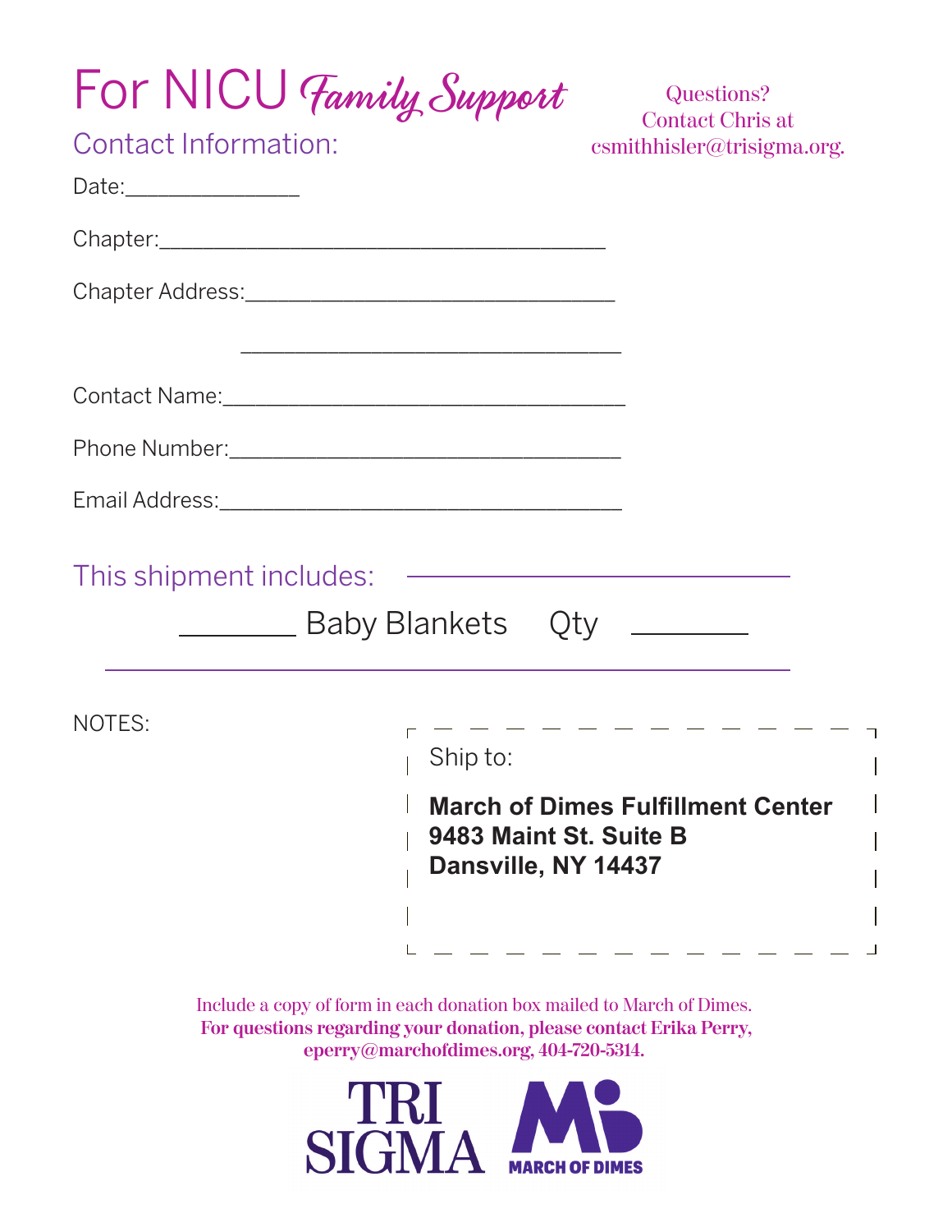# For NICU *Family Support*

Questions?
Contact Chris at
csmithhisler@trisigma.org.

## Contact Information:

Date:_______________

Chapter:_______________________________________

Chapter Address:________________________________

________________________________

Contact Name:___________________________________

Phone Number:__________________________________

Email Address:__________________________________

## This shipment includes:

_______ Baby Blankets Qty _______

NOTES:

Ship to:

**March of Dimes Fulfillment Center**
**9483 Maint St. Suite B**
**Dansville, NY 14437**

Include a copy of form in each donation box mailed to March of Dimes.
**For questions regarding your donation, please contact Erika Perry, eperry@marchofdimes.org, 404-720-5314.**

TRI SIGMA

MARCH OF DIMES